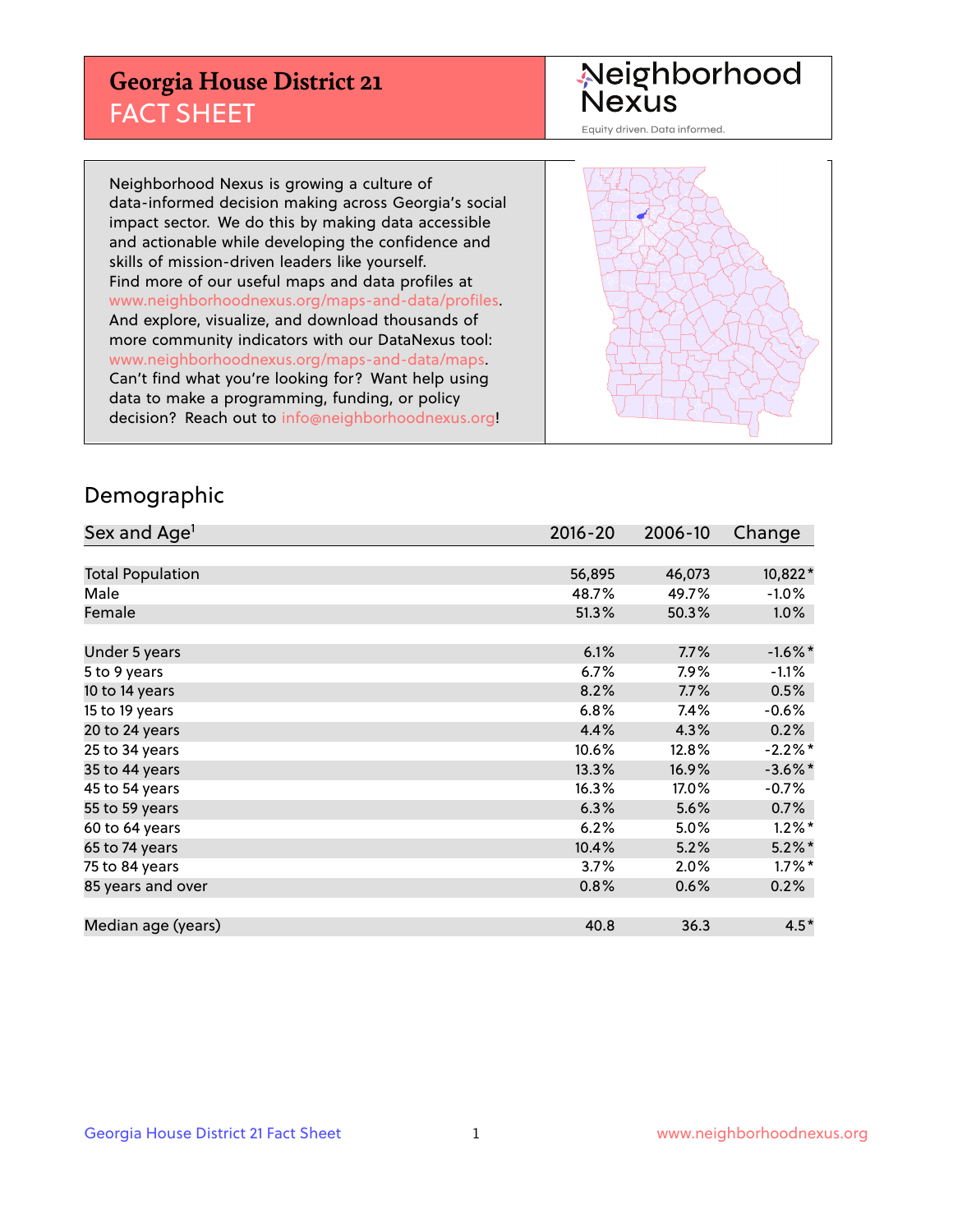# Georgia House District 21
## FACT SHEET

Neighborhood Nexus
Equity driven. Data informed.

Neighborhood Nexus is growing a culture of data-informed decision making across Georgia's social impact sector. We do this by making data accessible and actionable while developing the confidence and skills of mission-driven leaders like yourself. Find more of our useful maps and data profiles at www.neighborhoodnexus.org/maps-and-data/profiles. And explore, visualize, and download thousands of more community indicators with our DataNexus tool: www.neighborhoodnexus.org/maps-and-data/maps. Can't find what you're looking for? Want help using data to make a programming, funding, or policy decision? Reach out to info@neighborhoodnexus.org!

## Demographic

| Sex and Age[1] | 2016-20 | 2006-10 | Change |
|---|---|---|---|
| Total Population | 56,895 | 46,073 | 10,822* |
| Male | 48.7% | 49.7% | -1.0% |
| Female | 51.3% | 50.3% | 1.0% |
| | | | |
| Under 5 years | 6.1% | 7.7% | -1.6%* |
| 5 to 9 years | 6.7% | 7.9% | -1.1% |
| 10 to 14 years | 8.2% | 7.7% | 0.5% |
| 15 to 19 years | 6.8% | 7.4% | -0.6% |
| 20 to 24 years | 4.4% | 4.3% | 0.2% |
| 25 to 34 years | 10.6% | 12.8% | -2.2%* |
| 35 to 44 years | 13.3% | 16.9% | -3.6%* |
| 45 to 54 years | 16.3% | 17.0% | -0.7% |
| 55 to 59 years | 6.3% | 5.6% | 0.7% |
| 60 to 64 years | 6.2% | 5.0% | 1.2%* |
| 65 to 74 years | 10.4% | 5.2% | 5.2%* |
| 75 to 84 years | 3.7% | 2.0% | 1.7%* |
| 85 years and over | 0.8% | 0.6% | 0.2% |
| | | | |
| Median age (years) | 40.8 | 36.3 | 4.5* |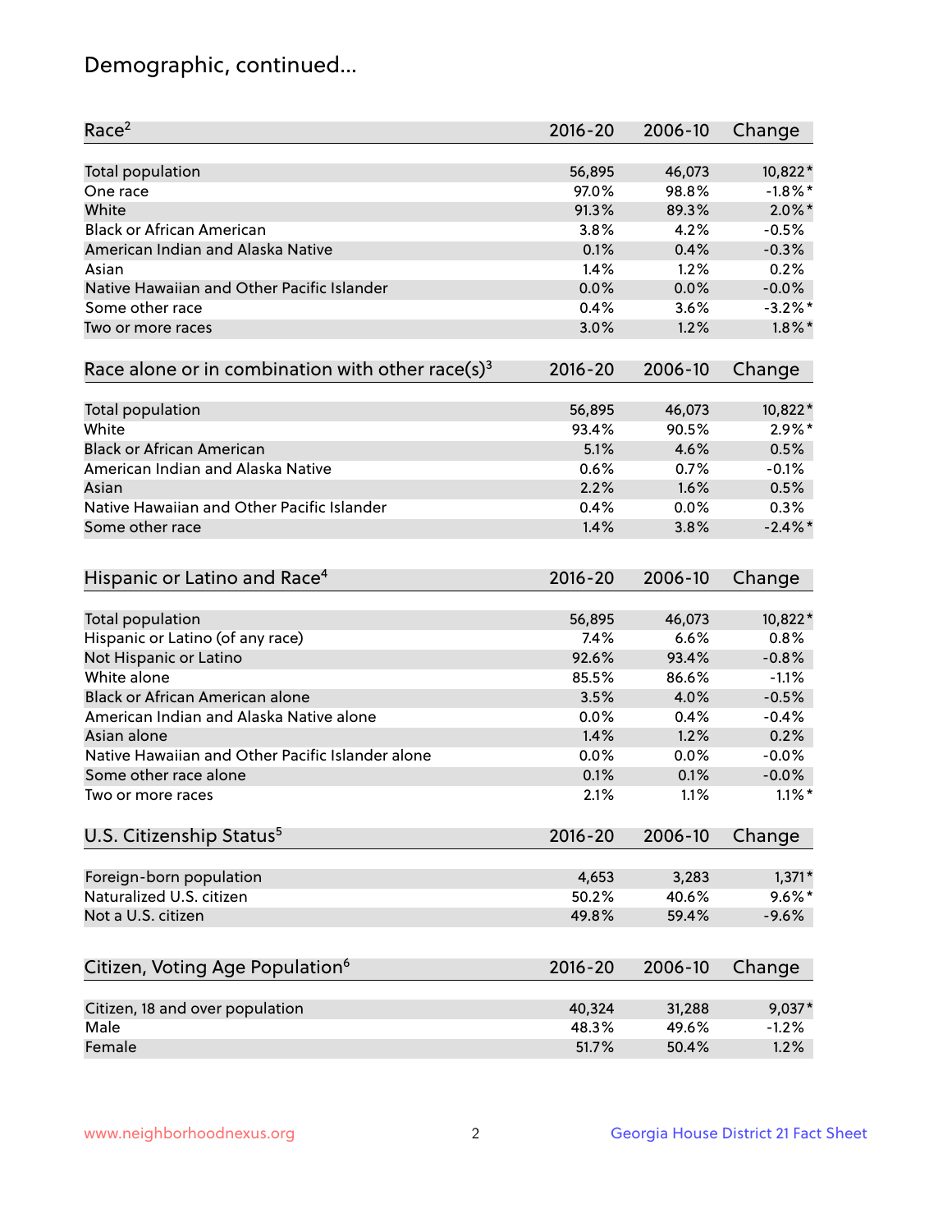## Demographic, continued...

| Race[2] | 2016-20 | 2006-10 | Change |
|---|---|---|---|
| Total population | 56,895 | 46,073 | 10,822* |
| One race | 97.0% | 98.8% | -1.8%* |
| White | 91.3% | 89.3% | 2.0%* |
| Black or African American | 3.8% | 4.2% | -0.5% |
| American Indian and Alaska Native | 0.1% | 0.4% | -0.3% |
| Asian | 1.4% | 1.2% | 0.2% |
| Native Hawaiian and Other Pacific Islander | 0.0% | 0.0% | -0.0% |
| Some other race | 0.4% | 3.6% | -3.2%* |
| Two or more races | 3.0% | 1.2% | 1.8%* |

| Race alone or in combination with other race(s)[3] | 2016-20 | 2006-10 | Change |
|---|---|---|---|
| Total population | 56,895 | 46,073 | 10,822* |
| White | 93.4% | 90.5% | 2.9%* |
| Black or African American | 5.1% | 4.6% | 0.5% |
| American Indian and Alaska Native | 0.6% | 0.7% | -0.1% |
| Asian | 2.2% | 1.6% | 0.5% |
| Native Hawaiian and Other Pacific Islander | 0.4% | 0.0% | 0.3% |
| Some other race | 1.4% | 3.8% | -2.4%* |

| Hispanic or Latino and Race[4] | 2016-20 | 2006-10 | Change |
|---|---|---|---|
| Total population | 56,895 | 46,073 | 10,822* |
| Hispanic or Latino (of any race) | 7.4% | 6.6% | 0.8% |
| Not Hispanic or Latino | 92.6% | 93.4% | -0.8% |
| White alone | 85.5% | 86.6% | -1.1% |
| Black or African American alone | 3.5% | 4.0% | -0.5% |
| American Indian and Alaska Native alone | 0.0% | 0.4% | -0.4% |
| Asian alone | 1.4% | 1.2% | 0.2% |
| Native Hawaiian and Other Pacific Islander alone | 0.0% | 0.0% | -0.0% |
| Some other race alone | 0.1% | 0.1% | -0.0% |
| Two or more races | 2.1% | 1.1% | 1.1%* |

| U.S. Citizenship Status[5] | 2016-20 | 2006-10 | Change |
|---|---|---|---|
| Foreign-born population | 4,653 | 3,283 | 1,371* |
| Naturalized U.S. citizen | 50.2% | 40.6% | 9.6%* |
| Not a U.S. citizen | 49.8% | 59.4% | -9.6% |

| Citizen, Voting Age Population[6] | 2016-20 | 2006-10 | Change |
|---|---|---|---|
| Citizen, 18 and over population | 40,324 | 31,288 | 9,037* |
| Male | 48.3% | 49.6% | -1.2% |
| Female | 51.7% | 50.4% | 1.2% |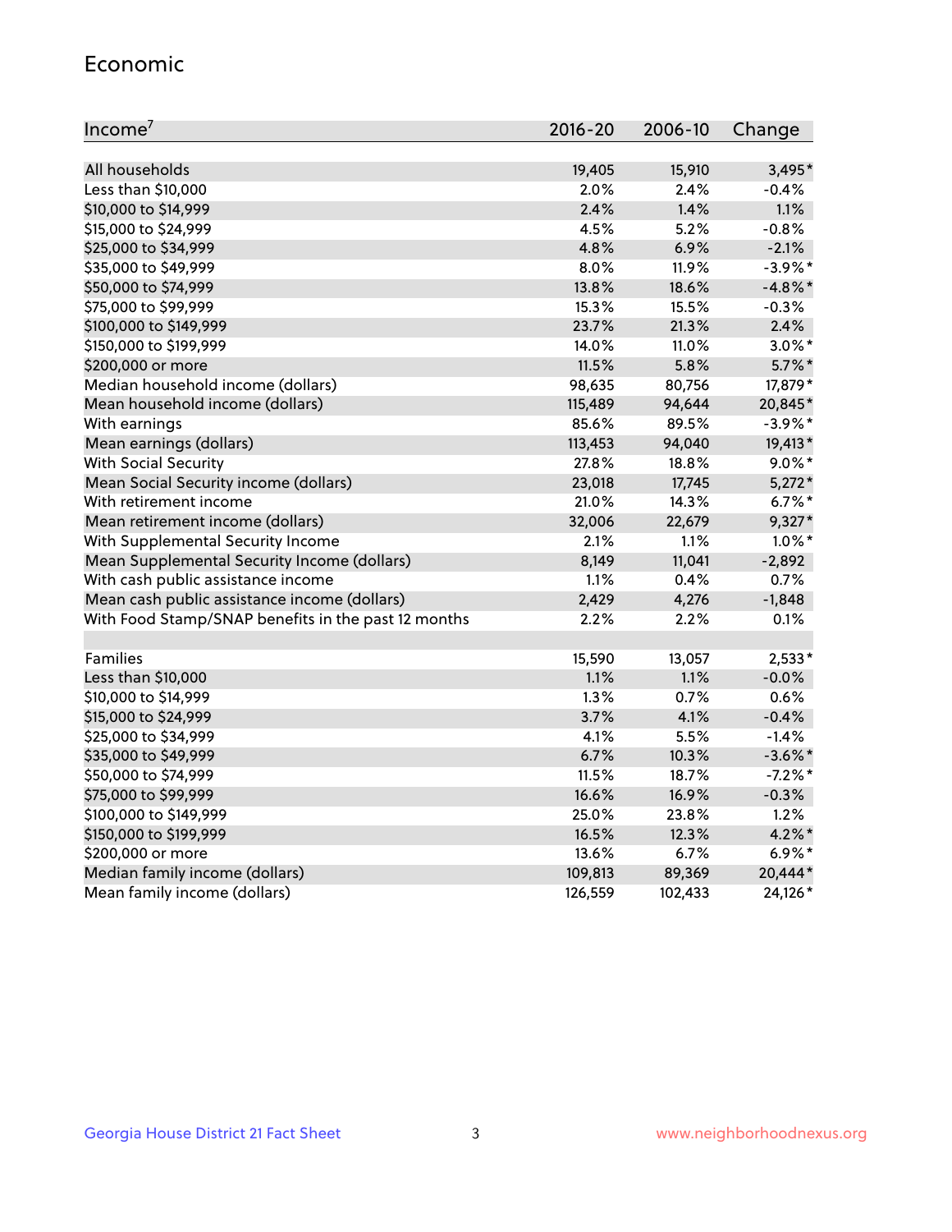## Economic

| Income[7] | 2016-20 | 2006-10 | Change |
|---|---|---|---|
| All households | 19,405 | 15,910 | 3,495* |
| Less than $10,000 | 2.0% | 2.4% | -0.4% |
| $10,000 to $14,999 | 2.4% | 1.4% | 1.1% |
| $15,000 to $24,999 | 4.5% | 5.2% | -0.8% |
| $25,000 to $34,999 | 4.8% | 6.9% | -2.1% |
| $35,000 to $49,999 | 8.0% | 11.9% | -3.9%* |
| $50,000 to $74,999 | 13.8% | 18.6% | -4.8%* |
| $75,000 to $99,999 | 15.3% | 15.5% | -0.3% |
| $100,000 to $149,999 | 23.7% | 21.3% | 2.4% |
| $150,000 to $199,999 | 14.0% | 11.0% | 3.0%* |
| $200,000 or more | 11.5% | 5.8% | 5.7%* |
| Median household income (dollars) | 98,635 | 80,756 | 17,879* |
| Mean household income (dollars) | 115,489 | 94,644 | 20,845* |
| With earnings | 85.6% | 89.5% | -3.9%* |
| Mean earnings (dollars) | 113,453 | 94,040 | 19,413* |
| With Social Security | 27.8% | 18.8% | 9.0%* |
| Mean Social Security income (dollars) | 23,018 | 17,745 | 5,272* |
| With retirement income | 21.0% | 14.3% | 6.7%* |
| Mean retirement income (dollars) | 32,006 | 22,679 | 9,327* |
| With Supplemental Security Income | 2.1% | 1.1% | 1.0%* |
| Mean Supplemental Security Income (dollars) | 8,149 | 11,041 | -2,892 |
| With cash public assistance income | 1.1% | 0.4% | 0.7% |
| Mean cash public assistance income (dollars) | 2,429 | 4,276 | -1,848 |
| With Food Stamp/SNAP benefits in the past 12 months | 2.2% | 2.2% | 0.1% |
| | | | |
| Families | 15,590 | 13,057 | 2,533* |
| Less than $10,000 | 1.1% | 1.1% | -0.0% |
| $10,000 to $14,999 | 1.3% | 0.7% | 0.6% |
| $15,000 to $24,999 | 3.7% | 4.1% | -0.4% |
| $25,000 to $34,999 | 4.1% | 5.5% | -1.4% |
| $35,000 to $49,999 | 6.7% | 10.3% | -3.6%* |
| $50,000 to $74,999 | 11.5% | 18.7% | -7.2%* |
| $75,000 to $99,999 | 16.6% | 16.9% | -0.3% |
| $100,000 to $149,999 | 25.0% | 23.8% | 1.2% |
| $150,000 to $199,999 | 16.5% | 12.3% | 4.2%* |
| $200,000 or more | 13.6% | 6.7% | 6.9%* |
| Median family income (dollars) | 109,813 | 89,369 | 20,444* |
| Mean family income (dollars) | 126,559 | 102,433 | 24,126* |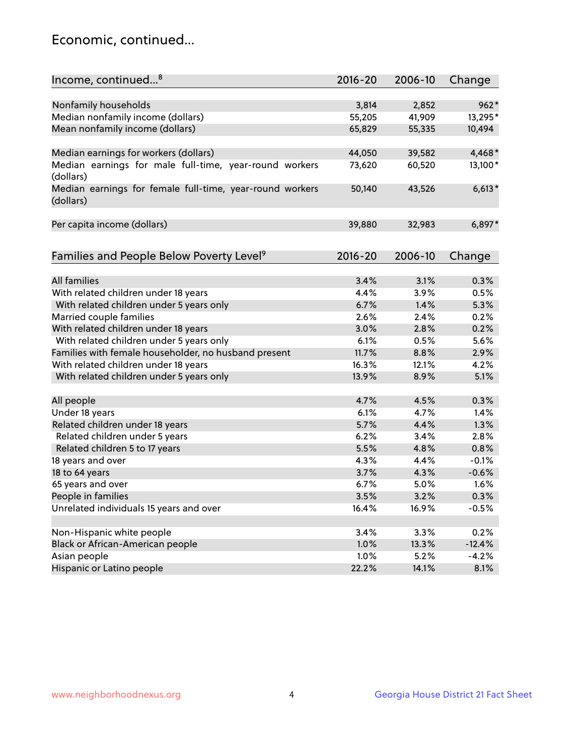## Economic, continued...

| Income, continued...[8] | 2016-20 | 2006-10 | Change |
|---|---|---|---|
| Nonfamily households | 3,814 | 2,852 | 962* |
| Median nonfamily income (dollars) | 55,205 | 41,909 | 13,295* |
| Mean nonfamily income (dollars) | 65,829 | 55,335 | 10,494 |
| Median earnings for workers (dollars) | 44,050 | 39,582 | 4,468* |
| Median earnings for male full-time, year-round workers (dollars) | 73,620 | 60,520 | 13,100* |
| Median earnings for female full-time, year-round workers (dollars) | 50,140 | 43,526 | 6,613* |
| Per capita income (dollars) | 39,880 | 32,983 | 6,897* |

| Families and People Below Poverty Level[9] | 2016-20 | 2006-10 | Change |
|---|---|---|---|
| All families | 3.4% | 3.1% | 0.3% |
| With related children under 18 years | 4.4% | 3.9% | 0.5% |
| With related children under 5 years only | 6.7% | 1.4% | 5.3% |
| Married couple families | 2.6% | 2.4% | 0.2% |
| With related children under 18 years | 3.0% | 2.8% | 0.2% |
| With related children under 5 years only | 6.1% | 0.5% | 5.6% |
| Families with female householder, no husband present | 11.7% | 8.8% | 2.9% |
| With related children under 18 years | 16.3% | 12.1% | 4.2% |
| With related children under 5 years only | 13.9% | 8.9% | 5.1% |
| All people | 4.7% | 4.5% | 0.3% |
| Under 18 years | 6.1% | 4.7% | 1.4% |
| Related children under 18 years | 5.7% | 4.4% | 1.3% |
| Related children under 5 years | 6.2% | 3.4% | 2.8% |
| Related children 5 to 17 years | 5.5% | 4.8% | 0.8% |
| 18 years and over | 4.3% | 4.4% | -0.1% |
| 18 to 64 years | 3.7% | 4.3% | -0.6% |
| 65 years and over | 6.7% | 5.0% | 1.6% |
| People in families | 3.5% | 3.2% | 0.3% |
| Unrelated individuals 15 years and over | 16.4% | 16.9% | -0.5% |
| Non-Hispanic white people | 3.4% | 3.3% | 0.2% |
| Black or African-American people | 1.0% | 13.3% | -12.4% |
| Asian people | 1.0% | 5.2% | -4.2% |
| Hispanic or Latino people | 22.2% | 14.1% | 8.1% |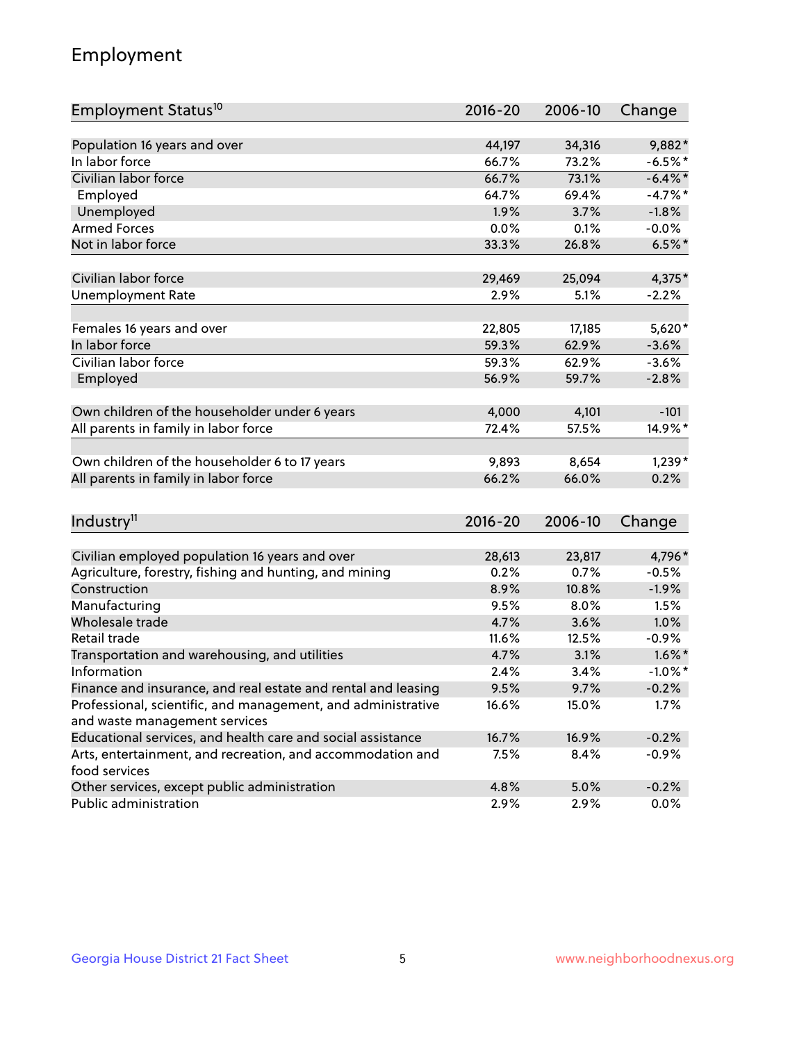## Employment

| Employment Status[10] | 2016-20 | 2006-10 | Change |
|---|---|---|---|
| Population 16 years and over | 44,197 | 34,316 | 9,882* |
| In labor force | 66.7% | 73.2% | -6.5%* |
| Civilian labor force | 66.7% | 73.1% | -6.4%* |
| Employed | 64.7% | 69.4% | -4.7%* |
| Unemployed | 1.9% | 3.7% | -1.8% |
| Armed Forces | 0.0% | 0.1% | -0.0% |
| Not in labor force | 33.3% | 26.8% | 6.5%* |
| | | | |
| Civilian labor force | 29,469 | 25,094 | 4,375* |
| Unemployment Rate | 2.9% | 5.1% | -2.2% |
| | | | |
| Females 16 years and over | 22,805 | 17,185 | 5,620* |
| In labor force | 59.3% | 62.9% | -3.6% |
| Civilian labor force | 59.3% | 62.9% | -3.6% |
| Employed | 56.9% | 59.7% | -2.8% |
| | | | |
| Own children of the householder under 6 years | 4,000 | 4,101 | -101 |
| All parents in family in labor force | 72.4% | 57.5% | 14.9%* |
| | | | |
| Own children of the householder 6 to 17 years | 9,893 | 8,654 | 1,239* |
| All parents in family in labor force | 66.2% | 66.0% | 0.2% |

| Industry[11] | 2016-20 | 2006-10 | Change |
|---|---|---|---|
| Civilian employed population 16 years and over | 28,613 | 23,817 | 4,796* |
| Agriculture, forestry, fishing and hunting, and mining | 0.2% | 0.7% | -0.5% |
| Construction | 8.9% | 10.8% | -1.9% |
| Manufacturing | 9.5% | 8.0% | 1.5% |
| Wholesale trade | 4.7% | 3.6% | 1.0% |
| Retail trade | 11.6% | 12.5% | -0.9% |
| Transportation and warehousing, and utilities | 4.7% | 3.1% | 1.6%* |
| Information | 2.4% | 3.4% | -1.0%* |
| Finance and insurance, and real estate and rental and leasing | 9.5% | 9.7% | -0.2% |
| Professional, scientific, and management, and administrative and waste management services | 16.6% | 15.0% | 1.7% |
| Educational services, and health care and social assistance | 16.7% | 16.9% | -0.2% |
| Arts, entertainment, and recreation, and accommodation and food services | 7.5% | 8.4% | -0.9% |
| Other services, except public administration | 4.8% | 5.0% | -0.2% |
| Public administration | 2.9% | 2.9% | 0.0% |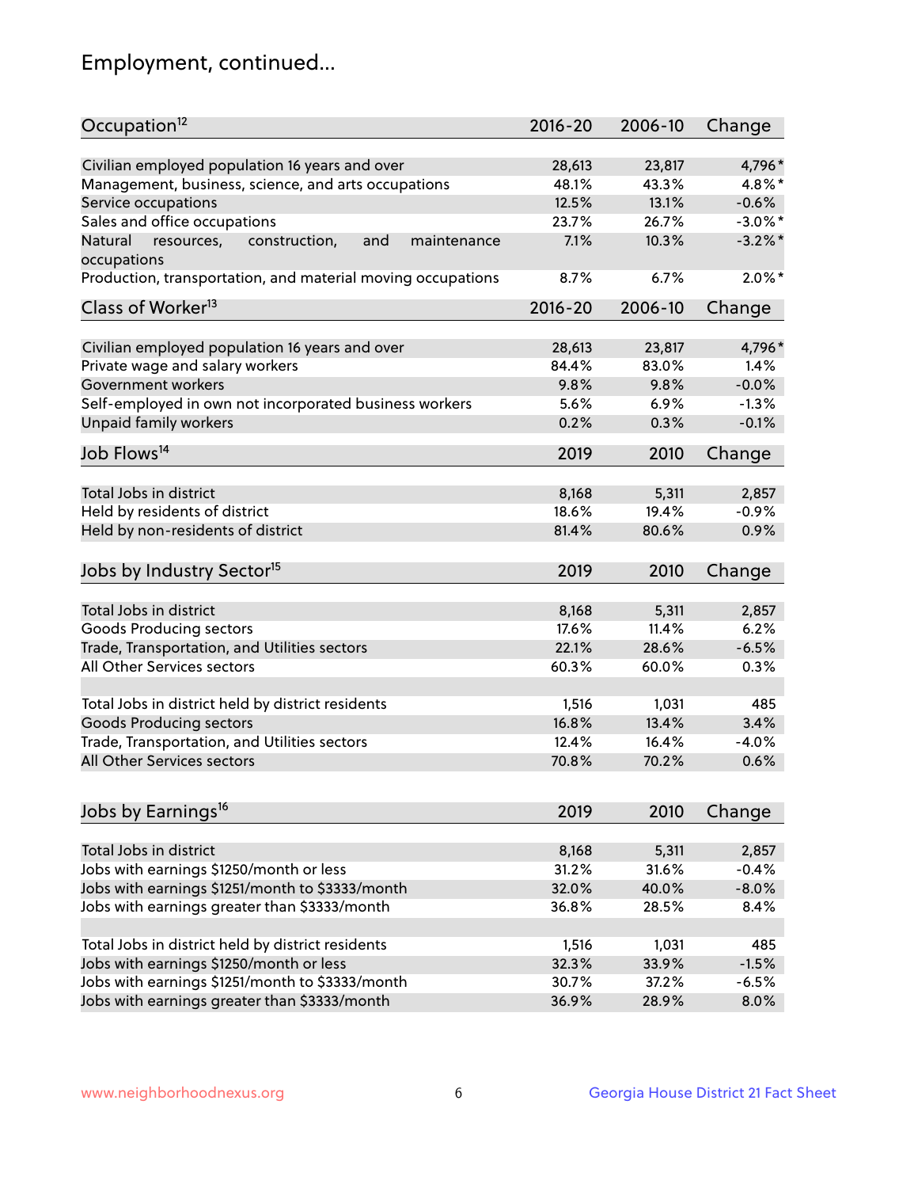## Employment, continued...

| Occupation[12] | 2016-20 | 2006-10 | Change |
|---|---|---|---|
| Civilian employed population 16 years and over | 28,613 | 23,817 | 4,796* |
| Management, business, science, and arts occupations | 48.1% | 43.3% | 4.8%* |
| Service occupations | 12.5% | 13.1% | -0.6% |
| Sales and office occupations | 23.7% | 26.7% | -3.0%* |
| Natural resources, construction, and maintenance occupations | 7.1% | 10.3% | -3.2%* |
| Production, transportation, and material moving occupations | 8.7% | 6.7% | 2.0%* |

| Class of Worker[13] | 2016-20 | 2006-10 | Change |
|---|---|---|---|
| Civilian employed population 16 years and over | 28,613 | 23,817 | 4,796* |
| Private wage and salary workers | 84.4% | 83.0% | 1.4% |
| Government workers | 9.8% | 9.8% | -0.0% |
| Self-employed in own not incorporated business workers | 5.6% | 6.9% | -1.3% |
| Unpaid family workers | 0.2% | 0.3% | -0.1% |

| Job Flows[14] | 2019 | 2010 | Change |
|---|---|---|---|
| Total Jobs in district | 8,168 | 5,311 | 2,857 |
| Held by residents of district | 18.6% | 19.4% | -0.9% |
| Held by non-residents of district | 81.4% | 80.6% | 0.9% |

| Jobs by Industry Sector[15] | 2019 | 2010 | Change |
|---|---|---|---|
| Total Jobs in district | 8,168 | 5,311 | 2,857 |
| Goods Producing sectors | 17.6% | 11.4% | 6.2% |
| Trade, Transportation, and Utilities sectors | 22.1% | 28.6% | -6.5% |
| All Other Services sectors | 60.3% | 60.0% | 0.3% |
| | | | |
| Total Jobs in district held by district residents | 1,516 | 1,031 | 485 |
| Goods Producing sectors | 16.8% | 13.4% | 3.4% |
| Trade, Transportation, and Utilities sectors | 12.4% | 16.4% | -4.0% |
| All Other Services sectors | 70.8% | 70.2% | 0.6% |

| Jobs by Earnings[16] | 2019 | 2010 | Change |
|---|---|---|---|
| Total Jobs in district | 8,168 | 5,311 | 2,857 |
| Jobs with earnings $1250/month or less | 31.2% | 31.6% | -0.4% |
| Jobs with earnings $1251/month to $3333/month | 32.0% | 40.0% | -8.0% |
| Jobs with earnings greater than $3333/month | 36.8% | 28.5% | 8.4% |
| | | | |
| Total Jobs in district held by district residents | 1,516 | 1,031 | 485 |
| Jobs with earnings $1250/month or less | 32.3% | 33.9% | -1.5% |
| Jobs with earnings $1251/month to $3333/month | 30.7% | 37.2% | -6.5% |
| Jobs with earnings greater than $3333/month | 36.9% | 28.9% | 8.0% |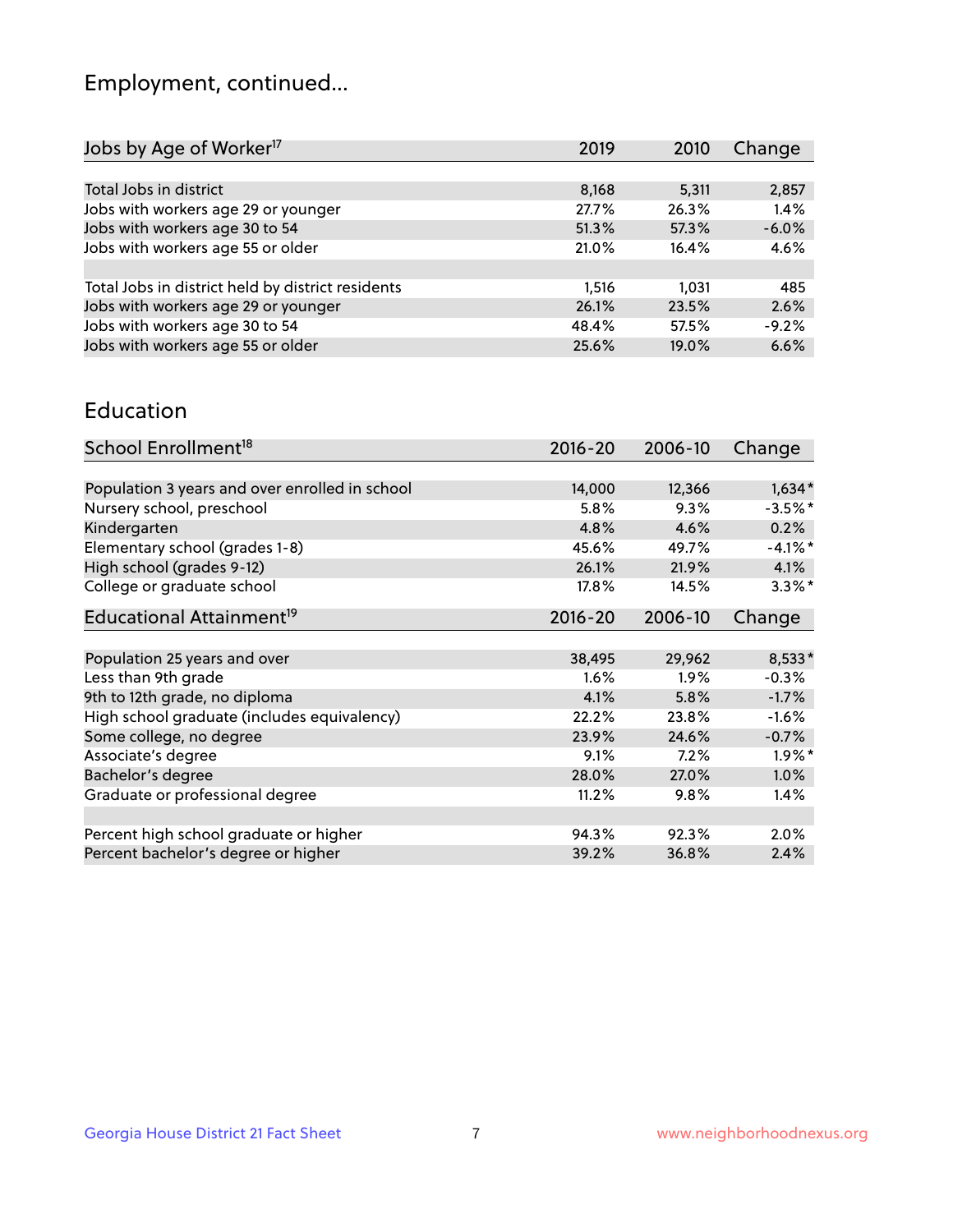# Employment, continued...

| Jobs by Age of Worker[17] | 2019 | 2010 | Change |
|---|---|---|---|
| Total Jobs in district | 8,168 | 5,311 | 2,857 |
| Jobs with workers age 29 or younger | 27.7% | 26.3% | 1.4% |
| Jobs with workers age 30 to 54 | 51.3% | 57.3% | -6.0% |
| Jobs with workers age 55 or older | 21.0% | 16.4% | 4.6% |
| | | | |
| Total Jobs in district held by district residents | 1,516 | 1,031 | 485 |
| Jobs with workers age 29 or younger | 26.1% | 23.5% | 2.6% |
| Jobs with workers age 30 to 54 | 48.4% | 57.5% | -9.2% |
| Jobs with workers age 55 or older | 25.6% | 19.0% | 6.6% |

## Education

| School Enrollment[18] | 2016-20 | 2006-10 | Change |
|---|---|---|---|
| Population 3 years and over enrolled in school | 14,000 | 12,366 | 1,634* |
| Nursery school, preschool | 5.8% | 9.3% | -3.5%* |
| Kindergarten | 4.8% | 4.6% | 0.2% |
| Elementary school (grades 1-8) | 45.6% | 49.7% | -4.1%* |
| High school (grades 9-12) | 26.1% | 21.9% | 4.1% |
| College or graduate school | 17.8% | 14.5% | 3.3%* |

| Educational Attainment[19] | 2016-20 | 2006-10 | Change |
|---|---|---|---|
| Population 25 years and over | 38,495 | 29,962 | 8,533* |
| Less than 9th grade | 1.6% | 1.9% | -0.3% |
| 9th to 12th grade, no diploma | 4.1% | 5.8% | -1.7% |
| High school graduate (includes equivalency) | 22.2% | 23.8% | -1.6% |
| Some college, no degree | 23.9% | 24.6% | -0.7% |
| Associate's degree | 9.1% | 7.2% | 1.9%* |
| Bachelor's degree | 28.0% | 27.0% | 1.0% |
| Graduate or professional degree | 11.2% | 9.8% | 1.4% |
| | | | |
| Percent high school graduate or higher | 94.3% | 92.3% | 2.0% |
| Percent bachelor's degree or higher | 39.2% | 36.8% | 2.4% |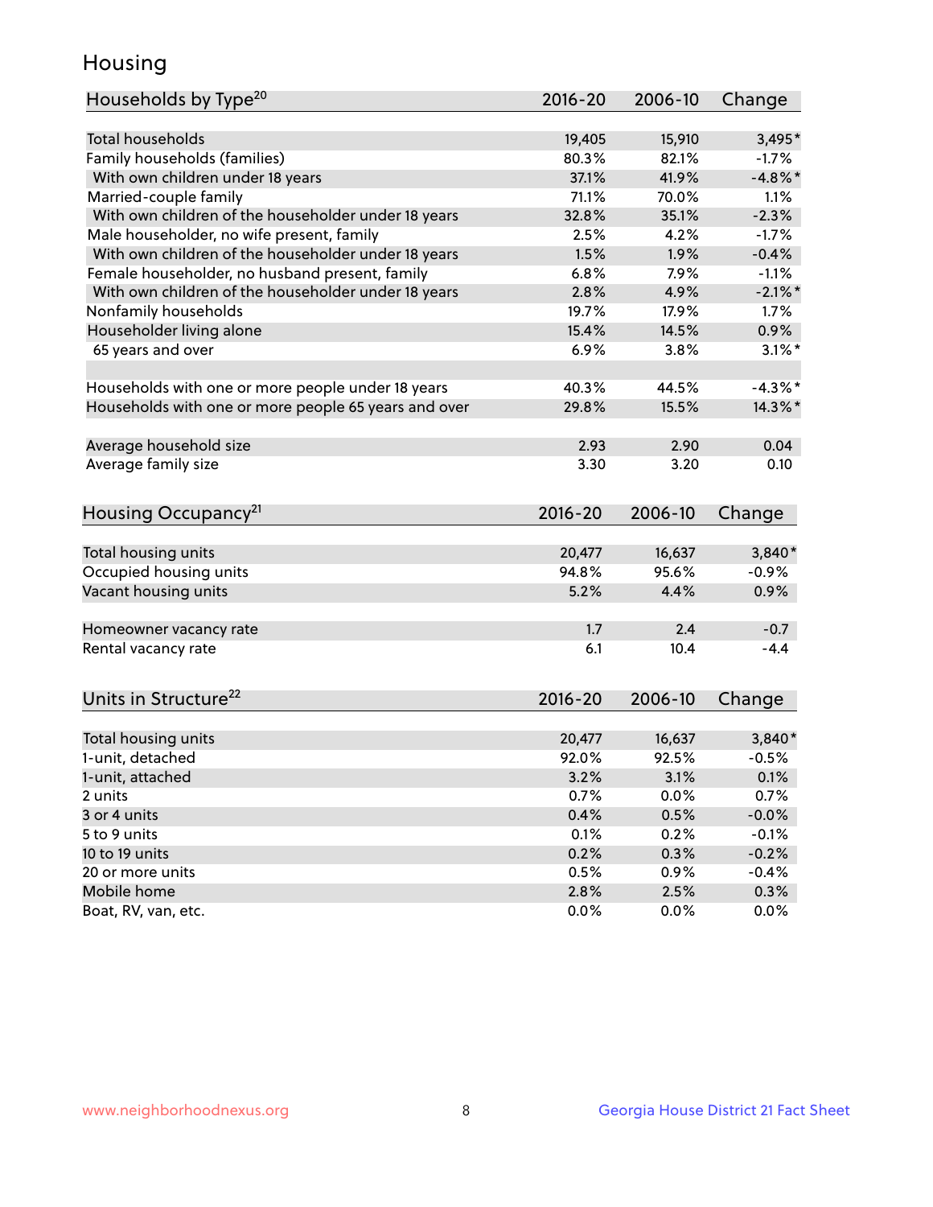## Housing

| Households by Type[20] | 2016-20 | 2006-10 | Change |
|---|---|---|---|
| Total households | 19,405 | 15,910 | 3,495* |
| Family households (families) | 80.3% | 82.1% | -1.7% |
| With own children under 18 years | 37.1% | 41.9% | -4.8%* |
| Married-couple family | 71.1% | 70.0% | 1.1% |
| With own children of the householder under 18 years | 32.8% | 35.1% | -2.3% |
| Male householder, no wife present, family | 2.5% | 4.2% | -1.7% |
| With own children of the householder under 18 years | 1.5% | 1.9% | -0.4% |
| Female householder, no husband present, family | 6.8% | 7.9% | -1.1% |
| With own children of the householder under 18 years | 2.8% | 4.9% | -2.1%* |
| Nonfamily households | 19.7% | 17.9% | 1.7% |
| Householder living alone | 15.4% | 14.5% | 0.9% |
| 65 years and over | 6.9% | 3.8% | 3.1%* |
| | | | |
| Households with one or more people under 18 years | 40.3% | 44.5% | -4.3%* |
| Households with one or more people 65 years and over | 29.8% | 15.5% | 14.3%* |
| | | | |
| Average household size | 2.93 | 2.90 | 0.04 |
| Average family size | 3.30 | 3.20 | 0.10 |

| Housing Occupancy[21] | 2016-20 | 2006-10 | Change |
|---|---|---|---|
| Total housing units | 20,477 | 16,637 | 3,840* |
| Occupied housing units | 94.8% | 95.6% | -0.9% |
| Vacant housing units | 5.2% | 4.4% | 0.9% |
| | | | |
| Homeowner vacancy rate | 1.7 | 2.4 | -0.7 |
| Rental vacancy rate | 6.1 | 10.4 | -4.4 |

| Units in Structure[22] | 2016-20 | 2006-10 | Change |
|---|---|---|---|
| Total housing units | 20,477 | 16,637 | 3,840* |
| 1-unit, detached | 92.0% | 92.5% | -0.5% |
| 1-unit, attached | 3.2% | 3.1% | 0.1% |
| 2 units | 0.7% | 0.0% | 0.7% |
| 3 or 4 units | 0.4% | 0.5% | -0.0% |
| 5 to 9 units | 0.1% | 0.2% | -0.1% |
| 10 to 19 units | 0.2% | 0.3% | -0.2% |
| 20 or more units | 0.5% | 0.9% | -0.4% |
| Mobile home | 2.8% | 2.5% | 0.3% |
| Boat, RV, van, etc. | 0.0% | 0.0% | 0.0% |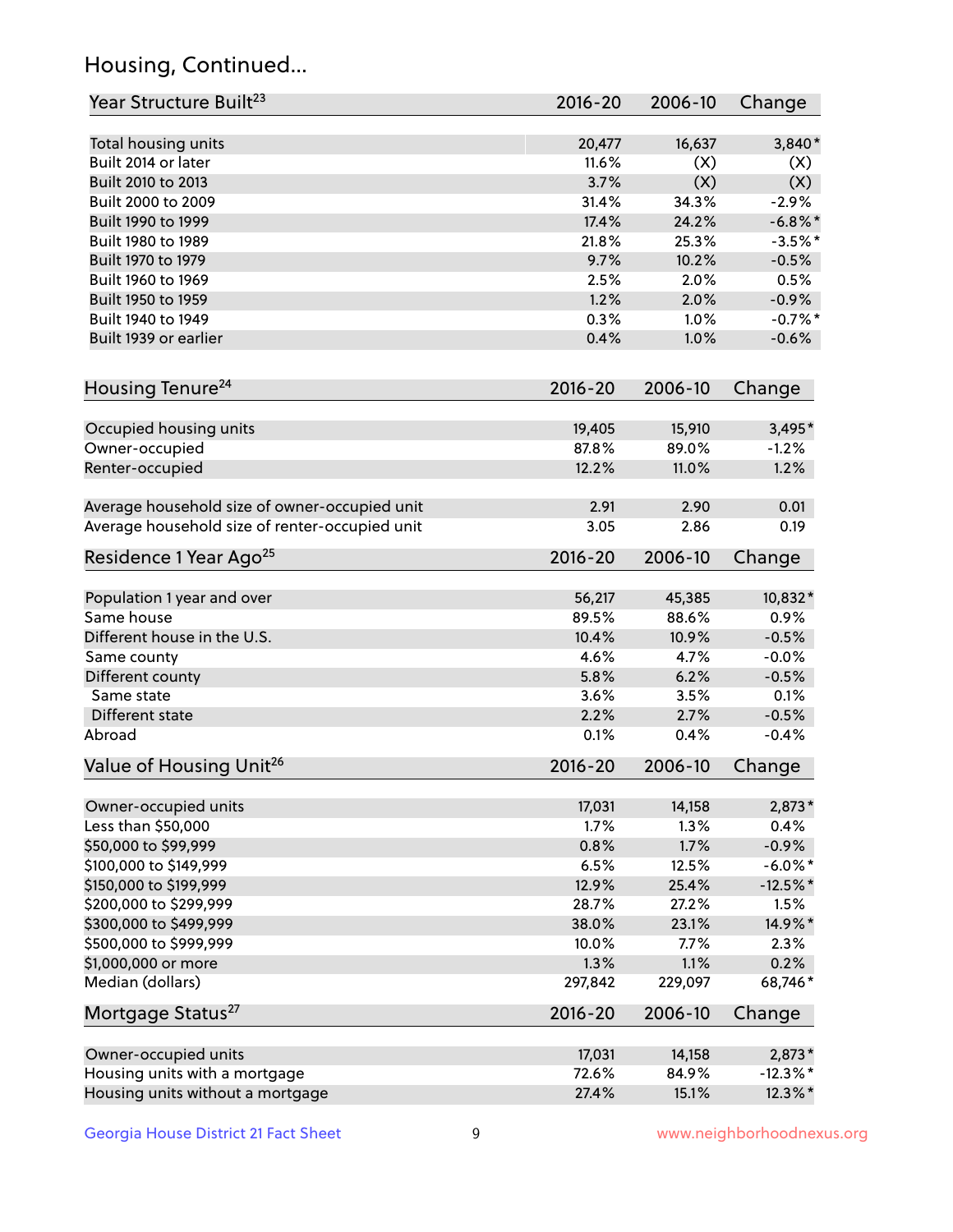## Housing, Continued...

| Year Structure Built[23] | 2016-20 | 2006-10 | Change |
|---|---|---|---|
| Total housing units | 20,477 | 16,637 | 3,840* |
| Built 2014 or later | 11.6% | (X) | (X) |
| Built 2010 to 2013 | 3.7% | (X) | (X) |
| Built 2000 to 2009 | 31.4% | 34.3% | -2.9% |
| Built 1990 to 1999 | 17.4% | 24.2% | -6.8%* |
| Built 1980 to 1989 | 21.8% | 25.3% | -3.5%* |
| Built 1970 to 1979 | 9.7% | 10.2% | -0.5% |
| Built 1960 to 1969 | 2.5% | 2.0% | 0.5% |
| Built 1950 to 1959 | 1.2% | 2.0% | -0.9% |
| Built 1940 to 1949 | 0.3% | 1.0% | -0.7%* |
| Built 1939 or earlier | 0.4% | 1.0% | -0.6% |

| Housing Tenure[24] | 2016-20 | 2006-10 | Change |
|---|---|---|---|
| Occupied housing units | 19,405 | 15,910 | 3,495* |
| Owner-occupied | 87.8% | 89.0% | -1.2% |
| Renter-occupied | 12.2% | 11.0% | 1.2% |
| Average household size of owner-occupied unit | 2.91 | 2.90 | 0.01 |
| Average household size of renter-occupied unit | 3.05 | 2.86 | 0.19 |

| Residence 1 Year Ago[25] | 2016-20 | 2006-10 | Change |
|---|---|---|---|
| Population 1 year and over | 56,217 | 45,385 | 10,832* |
| Same house | 89.5% | 88.6% | 0.9% |
| Different house in the U.S. | 10.4% | 10.9% | -0.5% |
| Same county | 4.6% | 4.7% | -0.0% |
| Different county | 5.8% | 6.2% | -0.5% |
| Same state | 3.6% | 3.5% | 0.1% |
| Different state | 2.2% | 2.7% | -0.5% |
| Abroad | 0.1% | 0.4% | -0.4% |

| Value of Housing Unit[26] | 2016-20 | 2006-10 | Change |
|---|---|---|---|
| Owner-occupied units | 17,031 | 14,158 | 2,873* |
| Less than $50,000 | 1.7% | 1.3% | 0.4% |
| $50,000 to $99,999 | 0.8% | 1.7% | -0.9% |
| $100,000 to $149,999 | 6.5% | 12.5% | -6.0%* |
| $150,000 to $199,999 | 12.9% | 25.4% | -12.5%* |
| $200,000 to $299,999 | 28.7% | 27.2% | 1.5% |
| $300,000 to $499,999 | 38.0% | 23.1% | 14.9%* |
| $500,000 to $999,999 | 10.0% | 7.7% | 2.3% |
| $1,000,000 or more | 1.3% | 1.1% | 0.2% |
| Median (dollars) | 297,842 | 229,097 | 68,746* |

| Mortgage Status[27] | 2016-20 | 2006-10 | Change |
|---|---|---|---|
| Owner-occupied units | 17,031 | 14,158 | 2,873* |
| Housing units with a mortgage | 72.6% | 84.9% | -12.3%* |
| Housing units without a mortgage | 27.4% | 15.1% | 12.3%* |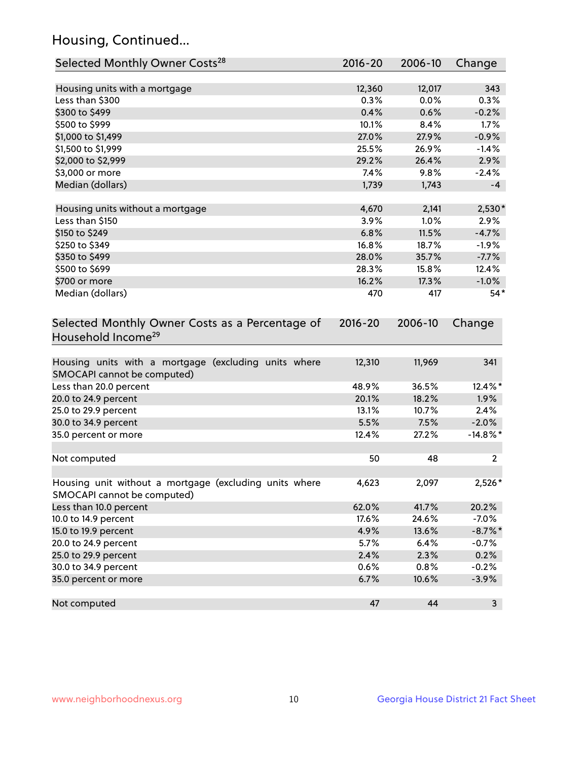## Housing, Continued...

| Selected Monthly Owner Costs[28] | 2016-20 | 2006-10 | Change |
|---|---|---|---|
| Housing units with a mortgage | 12,360 | 12,017 | 343 |
| Less than $300 | 0.3% | 0.0% | 0.3% |
| $300 to $499 | 0.4% | 0.6% | -0.2% |
| $500 to $999 | 10.1% | 8.4% | 1.7% |
| $1,000 to $1,499 | 27.0% | 27.9% | -0.9% |
| $1,500 to $1,999 | 25.5% | 26.9% | -1.4% |
| $2,000 to $2,999 | 29.2% | 26.4% | 2.9% |
| $3,000 or more | 7.4% | 9.8% | -2.4% |
| Median (dollars) | 1,739 | 1,743 | -4 |
| | | | |
| Housing units without a mortgage | 4,670 | 2,141 | 2,530* |
| Less than $150 | 3.9% | 1.0% | 2.9% |
| $150 to $249 | 6.8% | 11.5% | -4.7% |
| $250 to $349 | 16.8% | 18.7% | -1.9% |
| $350 to $499 | 28.0% | 35.7% | -7.7% |
| $500 to $699 | 28.3% | 15.8% | 12.4% |
| $700 or more | 16.2% | 17.3% | -1.0% |
| Median (dollars) | 470 | 417 | 54* |

| Selected Monthly Owner Costs as a Percentage of Household Income[29] | 2016-20 | 2006-10 | Change |
|---|---|---|---|
| Housing units with a mortgage (excluding units where SMOCAPI cannot be computed) | 12,310 | 11,969 | 341 |
| Less than 20.0 percent | 48.9% | 36.5% | 12.4%* |
| 20.0 to 24.9 percent | 20.1% | 18.2% | 1.9% |
| 25.0 to 29.9 percent | 13.1% | 10.7% | 2.4% |
| 30.0 to 34.9 percent | 5.5% | 7.5% | -2.0% |
| 35.0 percent or more | 12.4% | 27.2% | -14.8%* |
| | | | |
| Not computed | 50 | 48 | 2 |
| | | | |
| Housing unit without a mortgage (excluding units where SMOCAPI cannot be computed) | 4,623 | 2,097 | 2,526* |
| Less than 10.0 percent | 62.0% | 41.7% | 20.2% |
| 10.0 to 14.9 percent | 17.6% | 24.6% | -7.0% |
| 15.0 to 19.9 percent | 4.9% | 13.6% | -8.7%* |
| 20.0 to 24.9 percent | 5.7% | 6.4% | -0.7% |
| 25.0 to 29.9 percent | 2.4% | 2.3% | 0.2% |
| 30.0 to 34.9 percent | 0.6% | 0.8% | -0.2% |
| 35.0 percent or more | 6.7% | 10.6% | -3.9% |
| | | | |
| Not computed | 47 | 44 | 3 |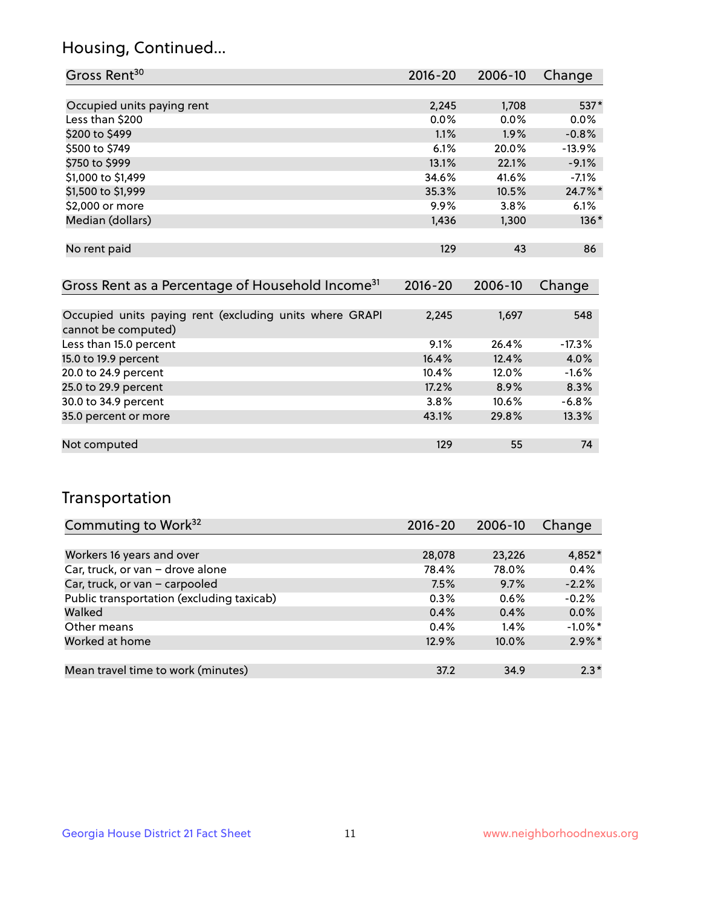## Housing, Continued...

| Gross Rent[30] | 2016-20 | 2006-10 | Change |
|---|---|---|---|
| Occupied units paying rent | 2,245 | 1,708 | 537* |
| Less than $200 | 0.0% | 0.0% | 0.0% |
| $200 to $499 | 1.1% | 1.9% | -0.8% |
| $500 to $749 | 6.1% | 20.0% | -13.9% |
| $750 to $999 | 13.1% | 22.1% | -9.1% |
| $1,000 to $1,499 | 34.6% | 41.6% | -7.1% |
| $1,500 to $1,999 | 35.3% | 10.5% | 24.7%* |
| $2,000 or more | 9.9% | 3.8% | 6.1% |
| Median (dollars) | 1,436 | 1,300 | 136* |
| No rent paid | 129 | 43 | 86 |

| Gross Rent as a Percentage of Household Income[31] | 2016-20 | 2006-10 | Change |
|---|---|---|---|
| Occupied units paying rent (excluding units where GRAPI cannot be computed) | 2,245 | 1,697 | 548 |
| Less than 15.0 percent | 9.1% | 26.4% | -17.3% |
| 15.0 to 19.9 percent | 16.4% | 12.4% | 4.0% |
| 20.0 to 24.9 percent | 10.4% | 12.0% | -1.6% |
| 25.0 to 29.9 percent | 17.2% | 8.9% | 8.3% |
| 30.0 to 34.9 percent | 3.8% | 10.6% | -6.8% |
| 35.0 percent or more | 43.1% | 29.8% | 13.3% |
| Not computed | 129 | 55 | 74 |

## Transportation

| Commuting to Work[32] | 2016-20 | 2006-10 | Change |
|---|---|---|---|
| Workers 16 years and over | 28,078 | 23,226 | 4,852* |
| Car, truck, or van – drove alone | 78.4% | 78.0% | 0.4% |
| Car, truck, or van – carpooled | 7.5% | 9.7% | -2.2% |
| Public transportation (excluding taxicab) | 0.3% | 0.6% | -0.2% |
| Walked | 0.4% | 0.4% | 0.0% |
| Other means | 0.4% | 1.4% | -1.0%* |
| Worked at home | 12.9% | 10.0% | 2.9%* |
| Mean travel time to work (minutes) | 37.2 | 34.9 | 2.3* |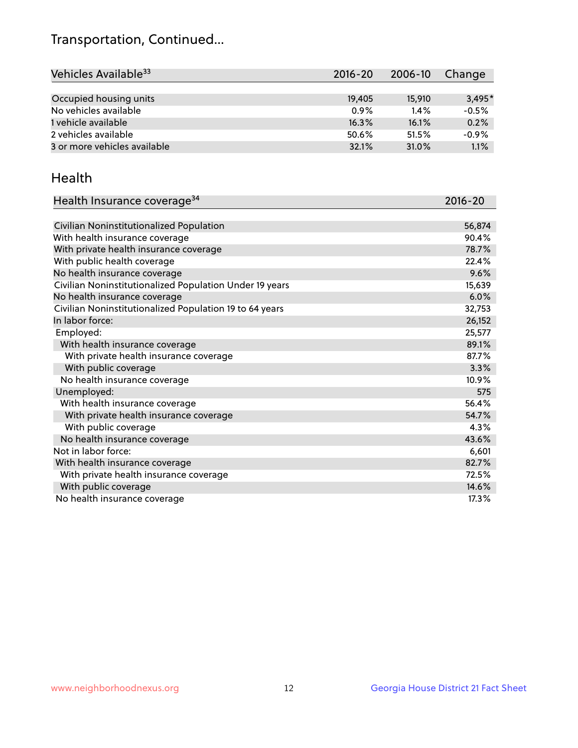## Transportation, Continued...

| Vehicles Available[33] | 2016-20 | 2006-10 | Change |
|---|---|---|---|
| Occupied housing units | 19,405 | 15,910 | 3,495* |
| No vehicles available | 0.9% | 1.4% | -0.5% |
| 1 vehicle available | 16.3% | 16.1% | 0.2% |
| 2 vehicles available | 50.6% | 51.5% | -0.9% |
| 3 or more vehicles available | 32.1% | 31.0% | 1.1% |

## Health

| Health Insurance coverage[34] | 2016-20 |
|---|---|
| Civilian Noninstitutionalized Population | 56,874 |
| With health insurance coverage | 90.4% |
| With private health insurance coverage | 78.7% |
| With public health coverage | 22.4% |
| No health insurance coverage | 9.6% |
| Civilian Noninstitutionalized Population Under 19 years | 15,639 |
| No health insurance coverage | 6.0% |
| Civilian Noninstitutionalized Population 19 to 64 years | 32,753 |
| In labor force: | 26,152 |
| Employed: | 25,577 |
| With health insurance coverage | 89.1% |
| With private health insurance coverage | 87.7% |
| With public coverage | 3.3% |
| No health insurance coverage | 10.9% |
| Unemployed: | 575 |
| With health insurance coverage | 56.4% |
| With private health insurance coverage | 54.7% |
| With public coverage | 4.3% |
| No health insurance coverage | 43.6% |
| Not in labor force: | 6,601 |
| With health insurance coverage | 82.7% |
| With private health insurance coverage | 72.5% |
| With public coverage | 14.6% |
| No health insurance coverage | 17.3% |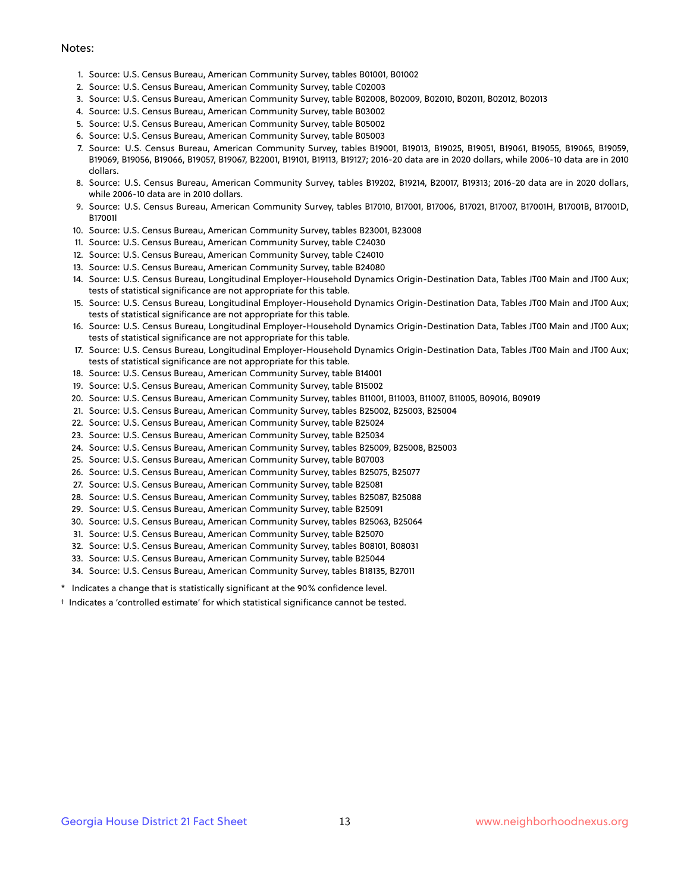Notes:

1. Source: U.S. Census Bureau, American Community Survey, tables B01001, B01002
2. Source: U.S. Census Bureau, American Community Survey, table C02003
3. Source: U.S. Census Bureau, American Community Survey, table B02008, B02009, B02010, B02011, B02012, B02013
4. Source: U.S. Census Bureau, American Community Survey, table B03002
5. Source: U.S. Census Bureau, American Community Survey, table B05002
6. Source: U.S. Census Bureau, American Community Survey, table B05003
7. Source: U.S. Census Bureau, American Community Survey, tables B19001, B19013, B19025, B19051, B19061, B19055, B19065, B19059, B19069, B19056, B19066, B19057, B19067, B22001, B19101, B19113, B19127; 2016-20 data are in 2020 dollars, while 2006-10 data are in 2010 dollars.
8. Source: U.S. Census Bureau, American Community Survey, tables B19202, B19214, B20017, B19313; 2016-20 data are in 2020 dollars, while 2006-10 data are in 2010 dollars.
9. Source: U.S. Census Bureau, American Community Survey, tables B17010, B17001, B17006, B17021, B17007, B17001H, B17001B, B17001D, B17001I
10. Source: U.S. Census Bureau, American Community Survey, tables B23001, B23008
11. Source: U.S. Census Bureau, American Community Survey, table C24030
12. Source: U.S. Census Bureau, American Community Survey, table C24010
13. Source: U.S. Census Bureau, American Community Survey, table B24080
14. Source: U.S. Census Bureau, Longitudinal Employer-Household Dynamics Origin-Destination Data, Tables JT00 Main and JT00 Aux; tests of statistical significance are not appropriate for this table.
15. Source: U.S. Census Bureau, Longitudinal Employer-Household Dynamics Origin-Destination Data, Tables JT00 Main and JT00 Aux; tests of statistical significance are not appropriate for this table.
16. Source: U.S. Census Bureau, Longitudinal Employer-Household Dynamics Origin-Destination Data, Tables JT00 Main and JT00 Aux; tests of statistical significance are not appropriate for this table.
17. Source: U.S. Census Bureau, Longitudinal Employer-Household Dynamics Origin-Destination Data, Tables JT00 Main and JT00 Aux; tests of statistical significance are not appropriate for this table.
18. Source: U.S. Census Bureau, American Community Survey, table B14001
19. Source: U.S. Census Bureau, American Community Survey, table B15002
20. Source: U.S. Census Bureau, American Community Survey, tables B11001, B11003, B11007, B11005, B09016, B09019
21. Source: U.S. Census Bureau, American Community Survey, tables B25002, B25003, B25004
22. Source: U.S. Census Bureau, American Community Survey, table B25024
23. Source: U.S. Census Bureau, American Community Survey, table B25034
24. Source: U.S. Census Bureau, American Community Survey, tables B25009, B25008, B25003
25. Source: U.S. Census Bureau, American Community Survey, table B07003
26. Source: U.S. Census Bureau, American Community Survey, tables B25075, B25077
27. Source: U.S. Census Bureau, American Community Survey, table B25081
28. Source: U.S. Census Bureau, American Community Survey, tables B25087, B25088
29. Source: U.S. Census Bureau, American Community Survey, table B25091
30. Source: U.S. Census Bureau, American Community Survey, tables B25063, B25064
31. Source: U.S. Census Bureau, American Community Survey, table B25070
32. Source: U.S. Census Bureau, American Community Survey, tables B08101, B08031
33. Source: U.S. Census Bureau, American Community Survey, table B25044
34. Source: U.S. Census Bureau, American Community Survey, tables B18135, B27011

\* Indicates a change that is statistically significant at the 90% confidence level.

† Indicates a 'controlled estimate' for which statistical significance cannot be tested.